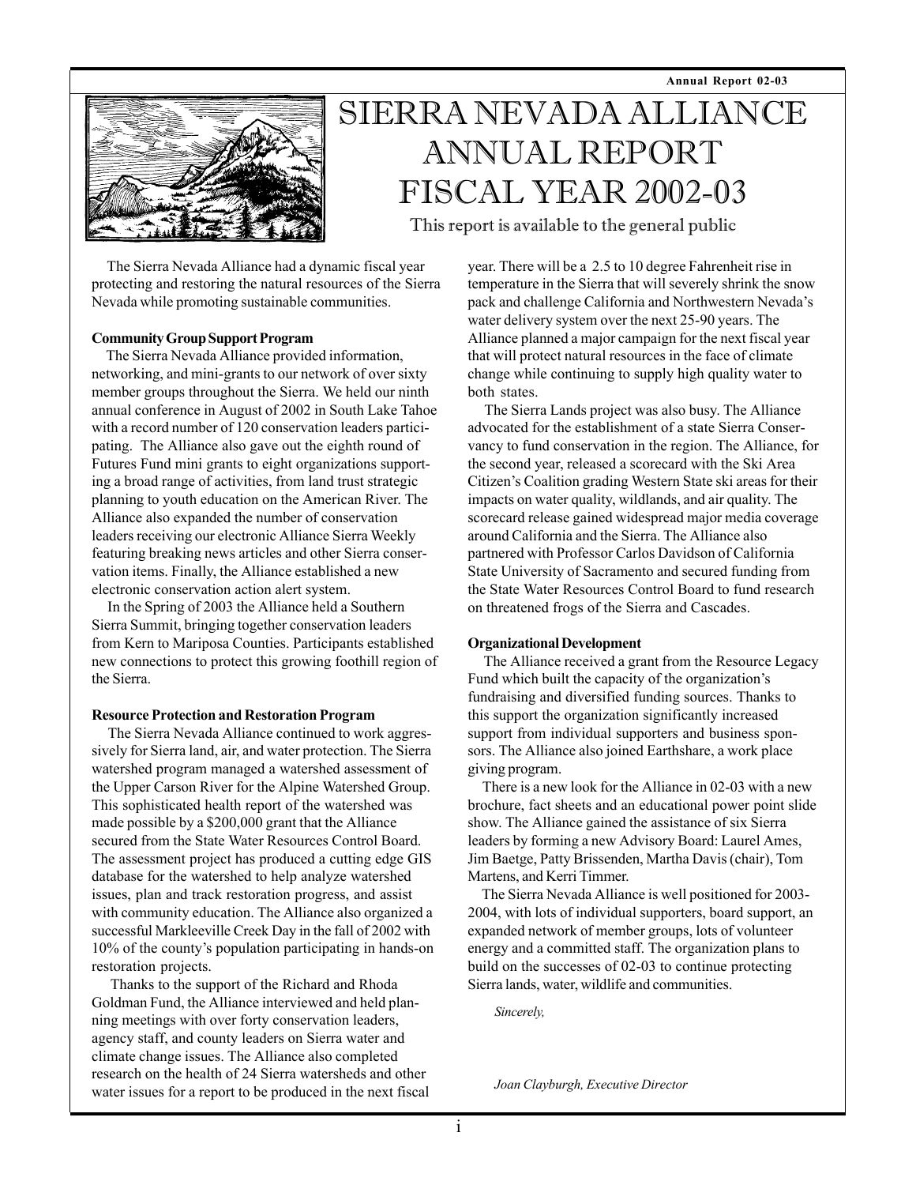# SIERRA NEVADA ALLIANCE ANNUAL REPORT FISCAL YEAR 2002-03

This report is available to the general public

The Sierra Nevada Alliance had a dynamic fiscal year protecting and restoring the natural resources of the Sierra Nevada while promoting sustainable communities.

**Community Group Support Program**

The Sierra Nevada Alliance provided information, networking, and mini-grants to our network of over sixty member groups throughout the Sierra. We held our ninth annual conference in August of 2002 in South Lake Tahoe with a record number of 120 conservation leaders participating. The Alliance also gave out the eighth round of Futures Fund mini grants to eight organizations supporting a broad range of activities, from land trust strategic planning to youth education on the American River. The Alliance also expanded the number of conservation leaders receiving our electronic Alliance Sierra Weekly featuring breaking news articles and other Sierra conservation items. Finally, the Alliance established a new electronic conservation action alert system.

In the Spring of 2003 the Alliance held a Southern Sierra Summit, bringing together conservation leaders from Kern to Mariposa Counties. Participants established new connections to protect this growing foothill region of the Sierra.

**Resource Protection and Restoration Program**

The Sierra Nevada Alliance continued to work aggressively for Sierra land, air, and water protection. The Sierra watershed program managed a watershed assessment of the Upper Carson River for the Alpine Watershed Group. This sophisticated health report of the watershed was made possible by a $200,000 grant that the Alliance secured from the State Water Resources Control Board. The assessment project has produced a cutting edge GIS database for the watershed to help analyze watershed issues, plan and track restoration progress, and assist with community education. The Alliance also organized a successful Markleeville Creek Day in the fall of 2002 with 10% of the county's population participating in hands-on restoration projects.

Thanks to the support of the Richard and Rhoda Goldman Fund, the Alliance interviewed and held planning meetings with over forty conservation leaders, agency staff, and county leaders on Sierra water and climate change issues. The Alliance also completed research on the health of 24 Sierra watersheds and other water issues for a report to be produced in the next fiscal year. There will be a 2.5 to 10 degree Fahrenheit rise in temperature in the Sierra that will severely shrink the snow pack and challenge California and Northwestern Nevada's water delivery system over the next 25-90 years. The Alliance planned a major campaign for the next fiscal year that will protect natural resources in the face of climate change while continuing to supply high quality water to both states.

The Sierra Lands project was also busy. The Alliance advocated for the establishment of a state Sierra Conservancy to fund conservation in the region. The Alliance, for the second year, released a scorecard with the Ski Area Citizen's Coalition grading Western State ski areas for their impacts on water quality, wildlands, and air quality. The scorecard release gained widespread major media coverage around California and the Sierra. The Alliance also partnered with Professor Carlos Davidson of California State University of Sacramento and secured funding from the State Water Resources Control Board to fund research on threatened frogs of the Sierra and Cascades.

**Organizational Development**

The Alliance received a grant from the Resource Legacy Fund which built the capacity of the organization's fundraising and diversified funding sources. Thanks to this support the organization significantly increased support from individual supporters and business sponsors. The Alliance also joined Earthshare, a work place giving program.

There is a new look for the Alliance in 02-03 with a new brochure, fact sheets and an educational power point slide show. The Alliance gained the assistance of six Sierra leaders by forming a new Advisory Board: Laurel Ames, Jim Baetge, Patty Brissenden, Martha Davis (chair), Tom Martens, and Kerri Timmer.

The Sierra Nevada Alliance is well positioned for 2003-2004, with lots of individual supporters, board support, an expanded network of member groups, lots of volunteer energy and a committed staff. The organization plans to build on the successes of 02-03 to continue protecting Sierra lands, water, wildlife and communities.

*Sincerely,*

*Joan Clayburgh, Executive Director*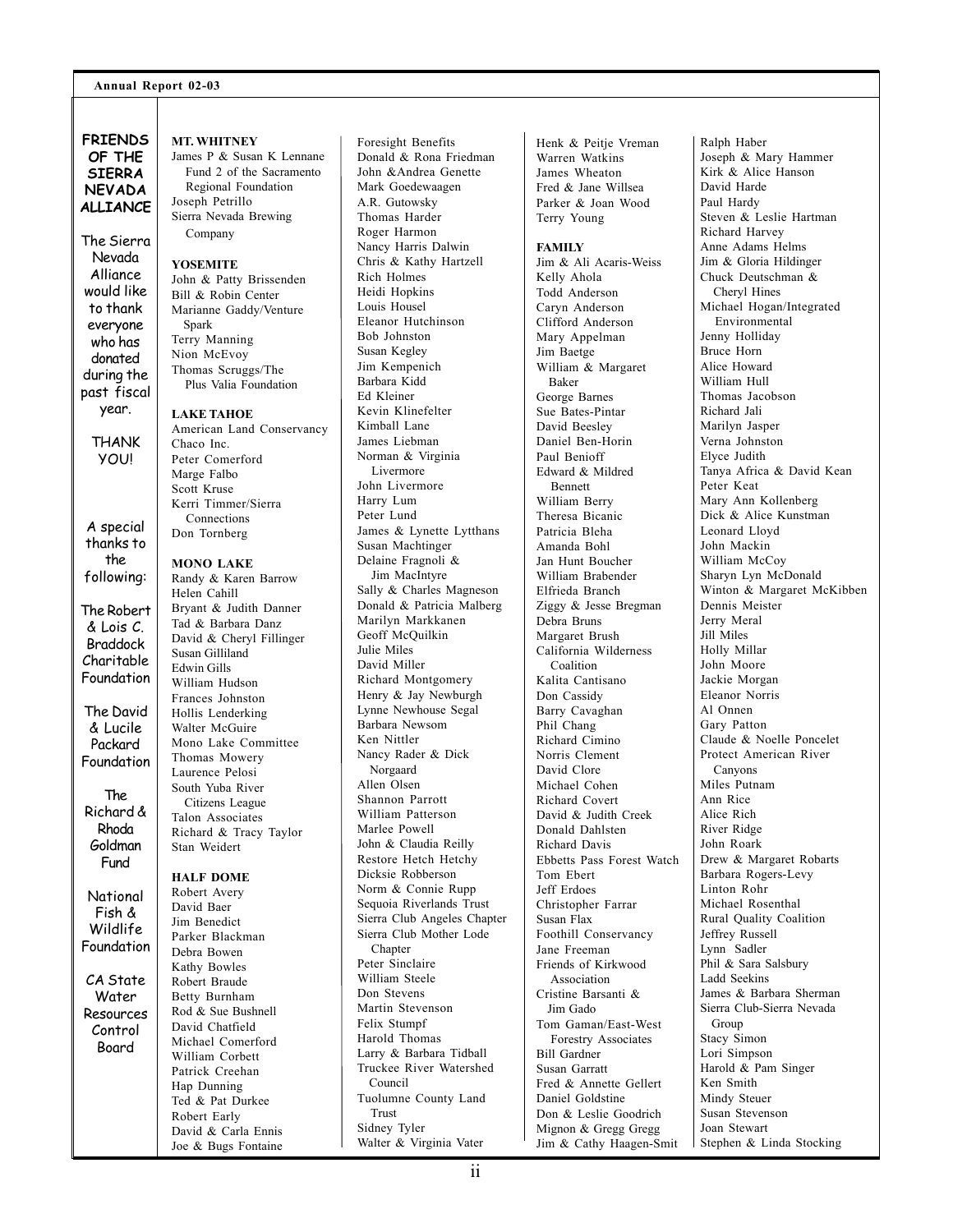## FRIENDS OF THE SIERRA NEVADA ALLIANCE

The Sierra Nevada Alliance would like to thank everyone who has donated during the past fiscal year.

THANK YOU!

A special thanks to the following:

The Robert & Lois C. Braddock Charitable Foundation

The David & Lucile Packard Foundation

The Richard & Rhoda Goldman Fund

National Fish & Wildlife Foundation

CA State Water Resources Control Board

**MT. WHITNEY**

James P & Susan K Lennane Fund 2 of the Sacramento Regional Foundation
Joseph Petrillo
Sierra Nevada Brewing Company

**YOSEMITE**

John & Patty Brissenden
Bill & Robin Center
Marianne Gaddy/Venture Spark
Terry Manning
Nion McEvoy
Thomas Scruggs/The Plus Valia Foundation

**LAKE TAHOE**

American Land Conservancy
Chaco Inc.
Peter Comerford
Marge Falbo
Scott Kruse
Kerri Timmer/Sierra Connections
Don Tornberg

**MONO LAKE**

Randy & Karen Barrow
Helen Cahill
Bryant & Judith Danner
Tad & Barbara Danz
David & Cheryl Fillinger
Susan Gilliland
Edwin Gills
William Hudson
Frances Johnston
Hollis Lenderking
Walter McGuire
Mono Lake Committee
Thomas Mowery
Laurence Pelosi
South Yuba River Citizens League
Talon Associates
Richard & Tracy Taylor
Stan Weidert

**HALF DOME**

Robert Avery
David Baer
Jim Benedict
Parker Blackman
Debra Bowen
Kathy Bowles
Robert Braude
Betty Burnham
Rod & Sue Bushnell
David Chatfield
Michael Comerford
William Corbett
Patrick Creehan
Hap Dunning
Ted & Pat Durkee
Robert Early
David & Carla Ennis
Joe & Bugs Fontaine
Foresight Benefits
Donald & Rona Friedman
John &Andrea Genette
Mark Goedewaagen
A.R. Gutowsky
Thomas Harder
Roger Harmon
Nancy Harris Dalwin
Chris & Kathy Hartzell
Rich Holmes
Heidi Hopkins
Louis Housel
Eleanor Hutchinson
Bob Johnston
Susan Kegley
Jim Kempenich
Barbara Kidd
Ed Kleiner
Kevin Klinefelter
Kimball Lane
James Liebman
Norman & Virginia Livermore
John Livermore
Harry Lum
Peter Lund
James & Lynette Lytthans
Susan Machtinger
Delaine Fragnoli & Jim MacIntyre
Sally & Charles Magneson
Donald & Patricia Malberg
Marilyn Markkanen
Geoff McQuilkin
Julie Miles
David Miller
Richard Montgomery
Henry & Jay Newburgh
Lynne Newhouse Segal
Barbara Newsom
Ken Nittler
Nancy Rader & Dick Norgaard
Allen Olsen
Shannon Parrott
William Patterson
Marlee Powell
John & Claudia Reilly
Restore Hetch Hetchy
Dicksie Robberson
Norm & Connie Rupp
Sequoia Riverlands Trust
Sierra Club Angeles Chapter
Sierra Club Mother Lode Chapter
Peter Sinclaire
William Steele
Don Stevens
Martin Stevenson
Felix Stumpf
Harold Thomas
Larry & Barbara Tidball
Truckee River Watershed Council
Tuolumne County Land Trust
Sidney Tyler
Walter & Virginia Vater
Henk & Peitje Vreman
Warren Watkins
James Wheaton
Fred & Jane Willsea
Parker & Joan Wood
Terry Young

**FAMILY**

Jim & Ali Acaris-Weiss
Kelly Ahola
Todd Anderson
Caryn Anderson
Clifford Anderson
Mary Appelman
Jim Baetge
William & Margaret Baker
George Barnes
Sue Bates-Pintar
David Beesley
Daniel Ben-Horin
Paul Benioff
Edward & Mildred Bennett
William Berry
Theresa Bicanic
Patricia Bleha
Amanda Bohl
Jan Hunt Boucher
William Brabender
Elfrieda Branch
Ziggy & Jesse Bregman
Debra Bruns
Margaret Brush
California Wilderness Coalition
Kalita Cantisano
Don Cassidy
Barry Cavaghan
Phil Chang
Richard Cimino
Norris Clement
David Clore
Michael Cohen
Richard Covert
David & Judith Creek
Donald Dahlsten
Richard Davis
Ebbetts Pass Forest Watch
Tom Ebert
Jeff Erdoes
Christopher Farrar
Susan Flax
Foothill Conservancy
Jane Freeman
Friends of Kirkwood Association
Cristine Barsanti & Jim Gado
Tom Gaman/East-West Forestry Associates
Bill Gardner
Susan Garratt
Fred & Annette Gellert
Daniel Goldstine
Don & Leslie Goodrich
Mignon & Gregg Gregg
Jim & Cathy Haagen-Smit
Ralph Haber
Joseph & Mary Hammer
Kirk & Alice Hanson
David Harde
Paul Hardy
Steven & Leslie Hartman
Richard Harvey
Anne Adams Helms
Jim & Gloria Hildinger
Chuck Deutschman & Cheryl Hines
Michael Hogan/Integrated Environmental
Jenny Holliday
Bruce Horn
Alice Howard
William Hull
Thomas Jacobson
Richard Jali
Marilyn Jasper
Verna Johnston
Elyce Judith
Tanya Africa & David Kean
Peter Keat
Mary Ann Kollenberg
Dick & Alice Kunstman
Leonard Lloyd
John Mackin
William McCoy
Sharyn Lyn McDonald
Winton & Margaret McKibben
Dennis Meister
Jerry Meral
Jill Miles
Holly Millar
John Moore
Jackie Morgan
Eleanor Norris
Al Onnen
Gary Patton
Claude & Noelle Poncelet
Protect American River Canyons
Miles Putnam
Ann Rice
Alice Rich
River Ridge
John Roark
Drew & Margaret Robarts
Barbara Rogers-Levy
Linton Rohr
Michael Rosenthal
Rural Quality Coalition
Jeffrey Russell
Lynn Sadler
Phil & Sara Salsbury
Ladd Seekins
James & Barbara Sherman
Sierra Club-Sierra Nevada Group
Stacy Simon
Lori Simpson
Harold & Pam Singer
Ken Smith
Mindy Steuer
Susan Stevenson
Joan Stewart
Stephen & Linda Stocking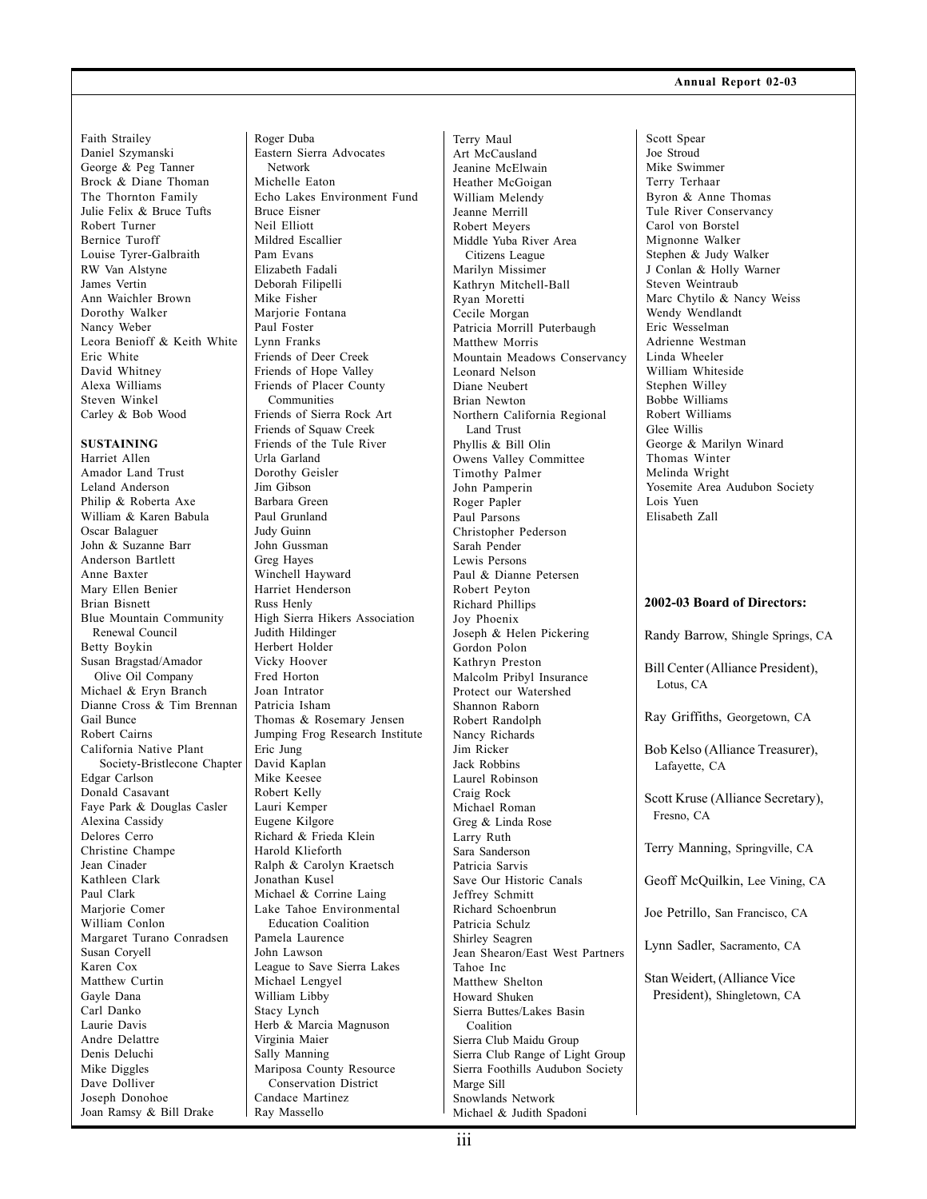Faith Strailey
Daniel Szymanski
George & Peg Tanner
Brock & Diane Thoman
The Thornton Family
Julie Felix & Bruce Tufts
Robert Turner
Bernice Turoff
Louise Tyrer-Galbraith
RW Van Alstyne
James Vertin
Ann Waichler Brown
Dorothy Walker
Nancy Weber
Leora Benioff & Keith White
Eric White
David Whitney
Alexa Williams
Steven Winkel
Carley & Bob Wood

**SUSTAINING**

Harriet Allen
Amador Land Trust
Leland Anderson
Philip & Roberta Axe
William & Karen Babula
Oscar Balaguer
John & Suzanne Barr
Anderson Bartlett
Anne Baxter
Mary Ellen Benier
Brian Bisnett
Blue Mountain Community Renewal Council
Betty Boykin
Susan Bragstad/Amador Olive Oil Company
Michael & Eryn Branch
Dianne Cross & Tim Brennan
Gail Bunce
Robert Cairns
California Native Plant Society-Bristlecone Chapter
Edgar Carlson
Donald Casavant
Faye Park & Douglas Casler
Alexina Cassidy
Delores Cerro
Christine Champe
Jean Cinader
Kathleen Clark
Paul Clark
Marjorie Comer
William Conlon
Margaret Turano Conradsen
Susan Coryell
Karen Cox
Matthew Curtin
Gayle Dana
Carl Danko
Laurie Davis
Andre Delattre
Denis Deluchi
Mike Diggles
Dave Dolliver
Joseph Donohoe
Joan Ramsy & Bill Drake
Roger Duba
Eastern Sierra Advocates Network
Michelle Eaton
Echo Lakes Environment Fund
Bruce Eisner
Neil Elliott
Mildred Escallier
Pam Evans
Elizabeth Fadali
Deborah Filipelli
Mike Fisher
Marjorie Fontana
Paul Foster
Lynn Franks
Friends of Deer Creek
Friends of Hope Valley
Friends of Placer County Communities
Friends of Sierra Rock Art
Friends of Squaw Creek
Friends of the Tule River
Urla Garland
Dorothy Geisler
Jim Gibson
Barbara Green
Paul Grunland
Judy Guinn
John Gussman
Greg Hayes
Winchell Hayward
Harriet Henderson
Russ Henly
High Sierra Hikers Association
Judith Hildinger
Herbert Holder
Vicky Hoover
Fred Horton
Joan Intrator
Patricia Isham
Thomas & Rosemary Jensen
Jumping Frog Research Institute
Eric Jung
David Kaplan
Mike Keesee
Robert Kelly
Lauri Kemper
Eugene Kilgore
Richard & Frieda Klein
Harold Klieforth
Ralph & Carolyn Kraetsch
Jonathan Kusel
Michael & Corrine Laing
Lake Tahoe Environmental Education Coalition
Pamela Laurence
John Lawson
League to Save Sierra Lakes
Michael Lengyel
William Libby
Stacy Lynch
Herb & Marcia Magnuson
Virginia Maier
Sally Manning
Mariposa County Resource Conservation District
Candace Martinez
Ray Massello
Terry Maul
Art McCausland
Jeanine McElwain
Heather McGoigan
William Melendy
Jeanne Merrill
Robert Meyers
Middle Yuba River Area Citizens League
Marilyn Missimer
Kathryn Mitchell-Ball
Ryan Moretti
Cecile Morgan
Patricia Morrill Puterbaugh
Matthew Morris
Mountain Meadows Conservancy
Leonard Nelson
Diane Neubert
Brian Newton
Northern California Regional Land Trust
Phyllis & Bill Olin
Owens Valley Committee
Timothy Palmer
John Pamperin
Roger Papler
Paul Parsons
Christopher Pederson
Sarah Pender
Lewis Persons
Paul & Dianne Petersen
Robert Peyton
Richard Phillips
Joy Phoenix
Joseph & Helen Pickering
Gordon Polon
Kathryn Preston
Malcolm Pribyl Insurance
Protect our Watershed
Shannon Raborn
Robert Randolph
Nancy Richards
Jim Ricker
Jack Robbins
Laurel Robinson
Craig Rock
Michael Roman
Greg & Linda Rose
Larry Ruth
Sara Sanderson
Patricia Sarvis
Save Our Historic Canals
Jeffrey Schmitt
Richard Schoenbrun
Patricia Schulz
Shirley Seagren
Jean Shearon/East West Partners Tahoe Inc
Matthew Shelton
Howard Shuken
Sierra Buttes/Lakes Basin Coalition
Sierra Club Maidu Group
Sierra Club Range of Light Group
Sierra Foothills Audubon Society
Marge Sill
Snowlands Network
Michael & Judith Spadoni
Scott Spear
Joe Stroud
Mike Swimmer
Terry Terhaar
Byron & Anne Thomas
Tule River Conservancy
Carol von Borstel
Mignonne Walker
Stephen & Judy Walker
J Conlan & Holly Warner
Steven Weintraub
Marc Chytilo & Nancy Weiss
Wendy Wendlandt
Eric Wesselman
Adrienne Westman
Linda Wheeler
William Whiteside
Stephen Willey
Bobbe Williams
Robert Williams
Glee Willis
George & Marilyn Winard
Thomas Winter
Melinda Wright
Yosemite Area Audubon Society
Lois Yuen
Elisabeth Zall

**2002-03 Board of Directors:**

Randy Barrow, Shingle Springs, CA

Bill Center (Alliance President), Lotus, CA

Ray Griffiths, Georgetown, CA

Bob Kelso (Alliance Treasurer), Lafayette, CA

Scott Kruse (Alliance Secretary), Fresno, CA

Terry Manning, Springville, CA

Geoff McQuilkin, Lee Vining, CA

Joe Petrillo, San Francisco, CA

Lynn Sadler, Sacramento, CA

Stan Weidert, (Alliance Vice President), Shingletown, CA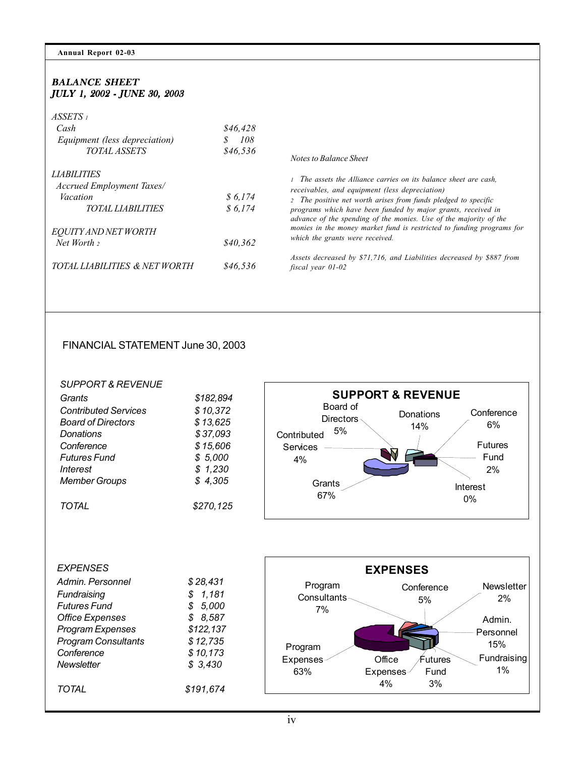## BALANCE SHEET
## JULY 1, 2002 - JUNE 30, 2003

| | |
|---|---|
| *ASSETS* [1] | |
| *Cash* | *$46,428* |
| *Equipment (less depreciation)* | *$ 108* |
| *TOTAL ASSETS* | *$46,536* |
| *LIABILITIES* | |
| *Accrued Employment Taxes/ Vacation* | *$ 6,174* |
| *TOTAL LIABILITIES* | *$ 6,174* |
| *EQUITY AND NET WORTH* | |
| *Net Worth* [2] | *$40,362* |
| *TOTAL LIABILITIES & NET WORTH* | *$46,536* |

*Notes to Balance Sheet*

*1 The assets the Alliance carries on its balance sheet are cash, receivables, and equipment (less depreciation)*

*2 The positive net worth arises from funds pledged to specific programs which have been funded by major grants, received in advance of the spending of the monies. Use of the majority of the monies in the money market fund is restricted to funding programs for which the grants were received.*

*Assets decreased by $71,716, and Liabilities decreased by $887 from fiscal year 01-02*

## FINANCIAL STATEMENT June 30, 2003

| *SUPPORT & REVENUE* | |
|---|---|
| *Grants* | *$182,894* |
| *Contributed Services* | *$ 10,372* |
| *Board of Directors* | *$ 13,625* |
| *Donations* | *$ 37,093* |
| *Conference* | *$ 15,606* |
| *Futures Fund* | *$ 5,000* |
| *Interest* | *$ 1,230* |
| *Member Groups* | *$ 4,305* |
| *TOTAL* | *$270,125* |

**SUPPORT & REVENUE**

Board of Directors 5%
Donations 14%
Conference 6%
Contributed Services 4%
Futures Fund 2%
Grants 67%
Interest 0%

| *EXPENSES* | |
|---|---|
| *Admin. Personnel* | *$ 28,431* |
| *Fundraising* | *$ 1,181* |
| *Futures Fund* | *$ 5,000* |
| *Office Expenses* | *$ 8,587* |
| *Program Expenses* | *$122,137* |
| *Program Consultants* | *$ 12,735* |
| *Conference* | *$ 10,173* |
| *Newsletter* | *$ 3,430* |
| *TOTAL* | *$191,674* |

**EXPENSES**

Program Consultants 7%
Conference 5%
Newsletter 2%
Admin. Personnel 15%
Program Expenses 63%
Office Expenses 4%
Futures Fund 3%
Fundraising 1%